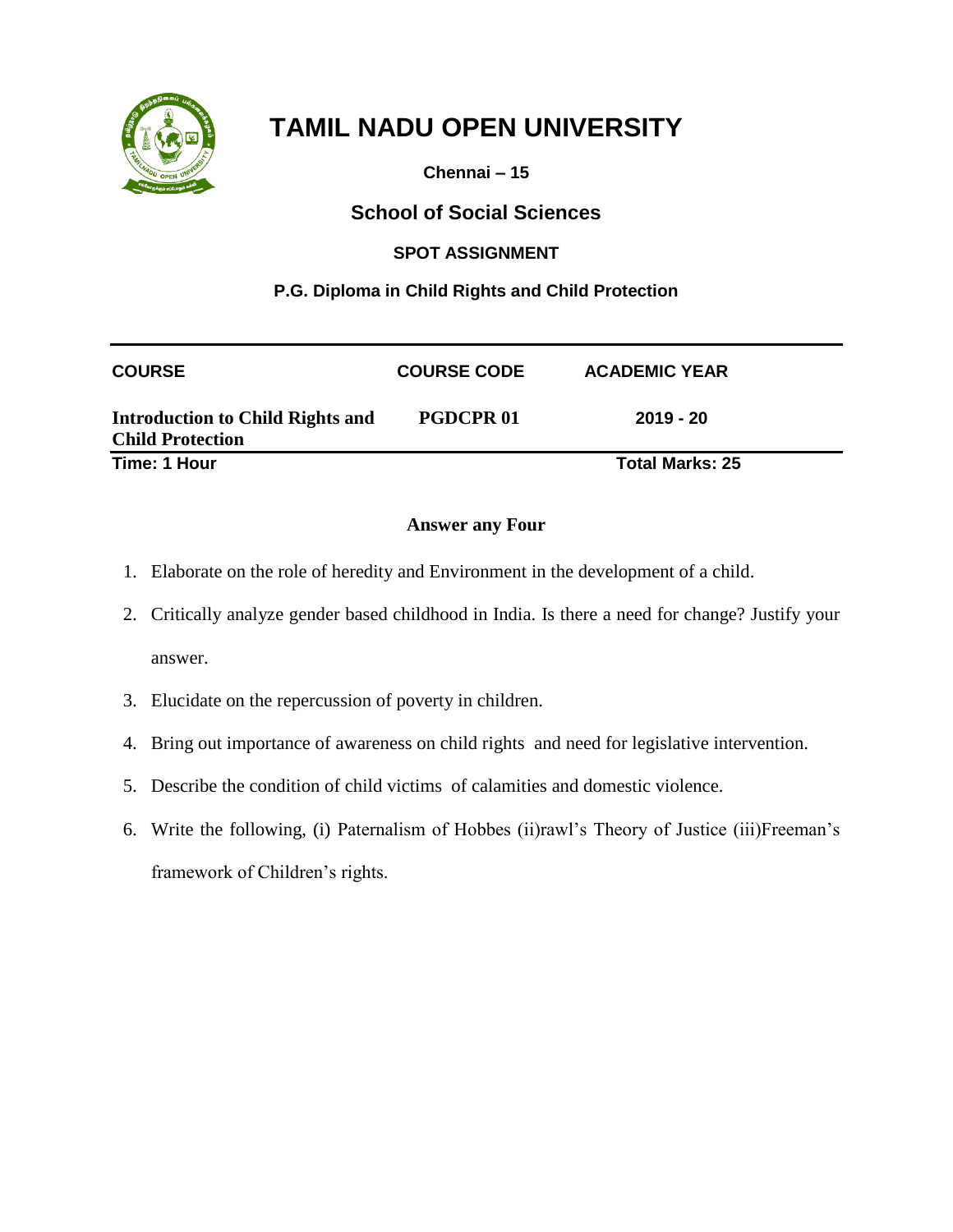# TAMIL NADU OPEN UNIVERSITY

**Chennai – 15**

## School of Social Sciences

### SPOT ASSIGNMENT

**P.G. Diploma in Child Rights and Child Protection**

| COURSE | COURSE CODE | ACADEMIC YEAR |
|---|---|---|
| **Introduction to Child Rights and Child Protection** | **PGDCPR 01** | **2019 - 20** |

**Time: 1 Hour** **Total Marks: 25**

**Answer any Four**

1. Elaborate on the role of heredity and Environment in the development of a child.
2. Critically analyze gender based childhood in India. Is there a need for change? Justify your answer.
3. Elucidate on the repercussion of poverty in children.
4. Bring out importance of awareness on child rights and need for legislative intervention.
5. Describe the condition of child victims of calamities and domestic violence.
6. Write the following, (i) Paternalism of Hobbes (ii)rawl's Theory of Justice (iii)Freeman's framework of Children's rights.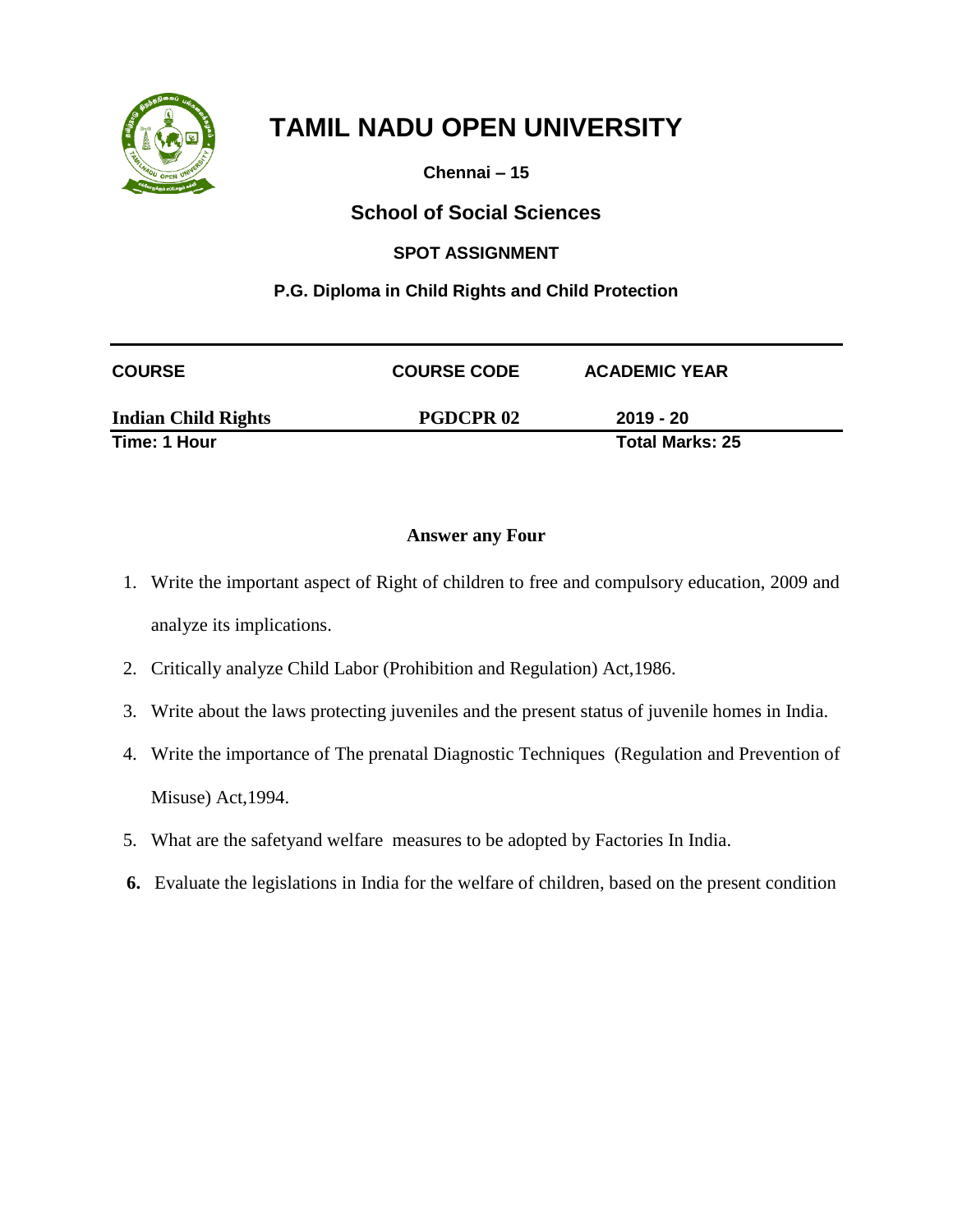# TAMIL NADU OPEN UNIVERSITY

**Chennai – 15**

## School of Social Sciences

**SPOT ASSIGNMENT**

**P.G. Diploma in Child Rights and Child Protection**

| COURSE | COURSE CODE | ACADEMIC YEAR |
|---|---|---|
| **Indian Child Rights** | **PGDCPR 02** | **2019 - 20** |
| **Time: 1 Hour** | | **Total Marks: 25** |

**Answer any Four**

1. Write the important aspect of Right of children to free and compulsory education, 2009 and analyze its implications.
2. Critically analyze Child Labor (Prohibition and Regulation) Act,1986.
3. Write about the laws protecting juveniles and the present status of juvenile homes in India.
4. Write the importance of The prenatal Diagnostic Techniques (Regulation and Prevention of Misuse) Act,1994.
5. What are the safetyand welfare measures to be adopted by Factories In India.
6. Evaluate the legislations in India for the welfare of children, based on the present condition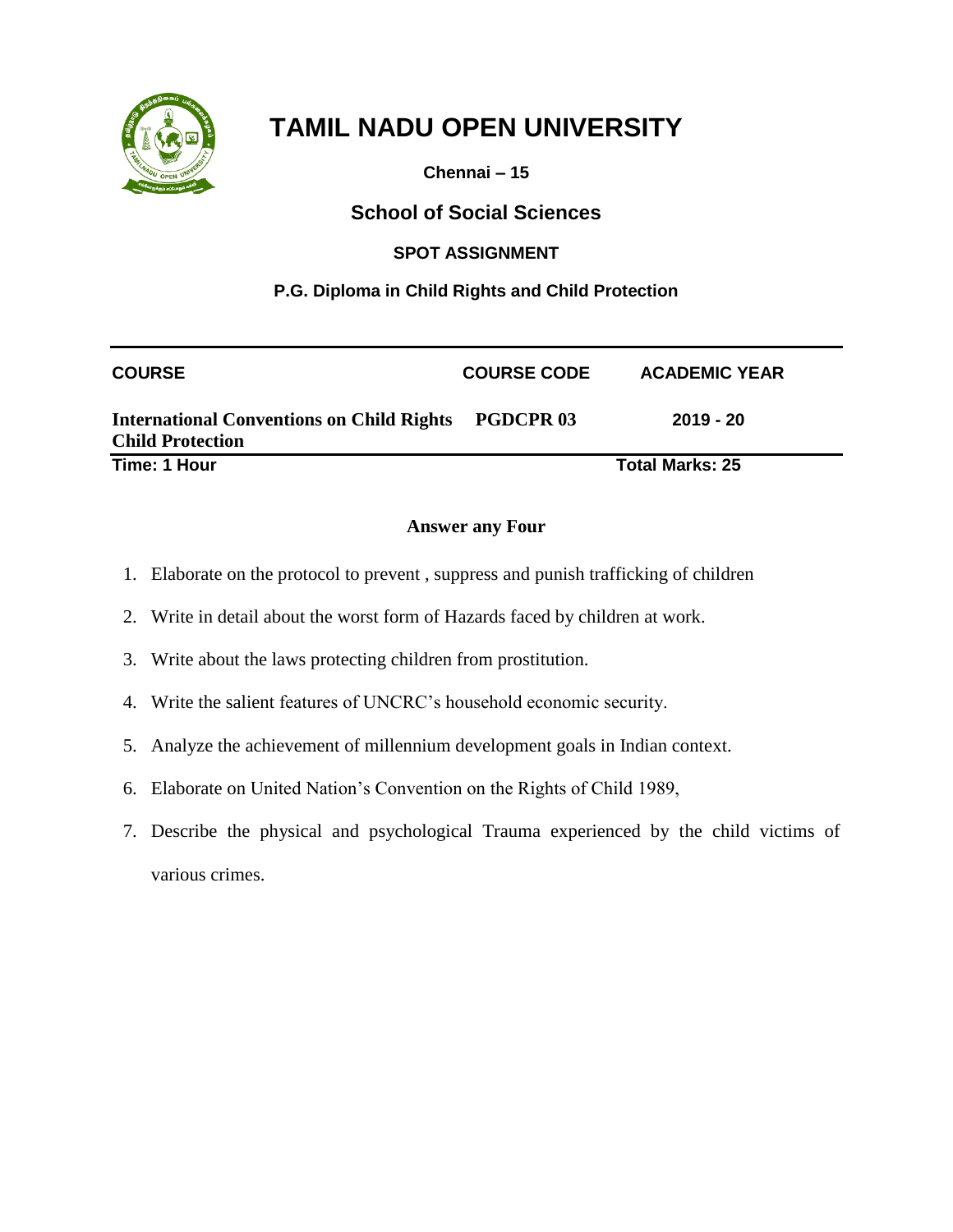# TAMIL NADU OPEN UNIVERSITY

**Chennai – 15**

## School of Social Sciences

### SPOT ASSIGNMENT

**P.G. Diploma in Child Rights and Child Protection**

| COURSE | COURSE CODE | ACADEMIC YEAR |
|---|---|---|
| **International Conventions on Child Rights Child Protection** | **PGDCPR 03** | **2019 - 20** |

**Time: 1 Hour** **Total Marks: 25**

**Answer any Four**

1. Elaborate on the protocol to prevent , suppress and punish trafficking of children
2. Write in detail about the worst form of Hazards faced by children at work.
3. Write about the laws protecting children from prostitution.
4. Write the salient features of UNCRC's household economic security.
5. Analyze the achievement of millennium development goals in Indian context.
6. Elaborate on United Nation's Convention on the Rights of Child 1989,
7. Describe the physical and psychological Trauma experienced by the child victims of various crimes.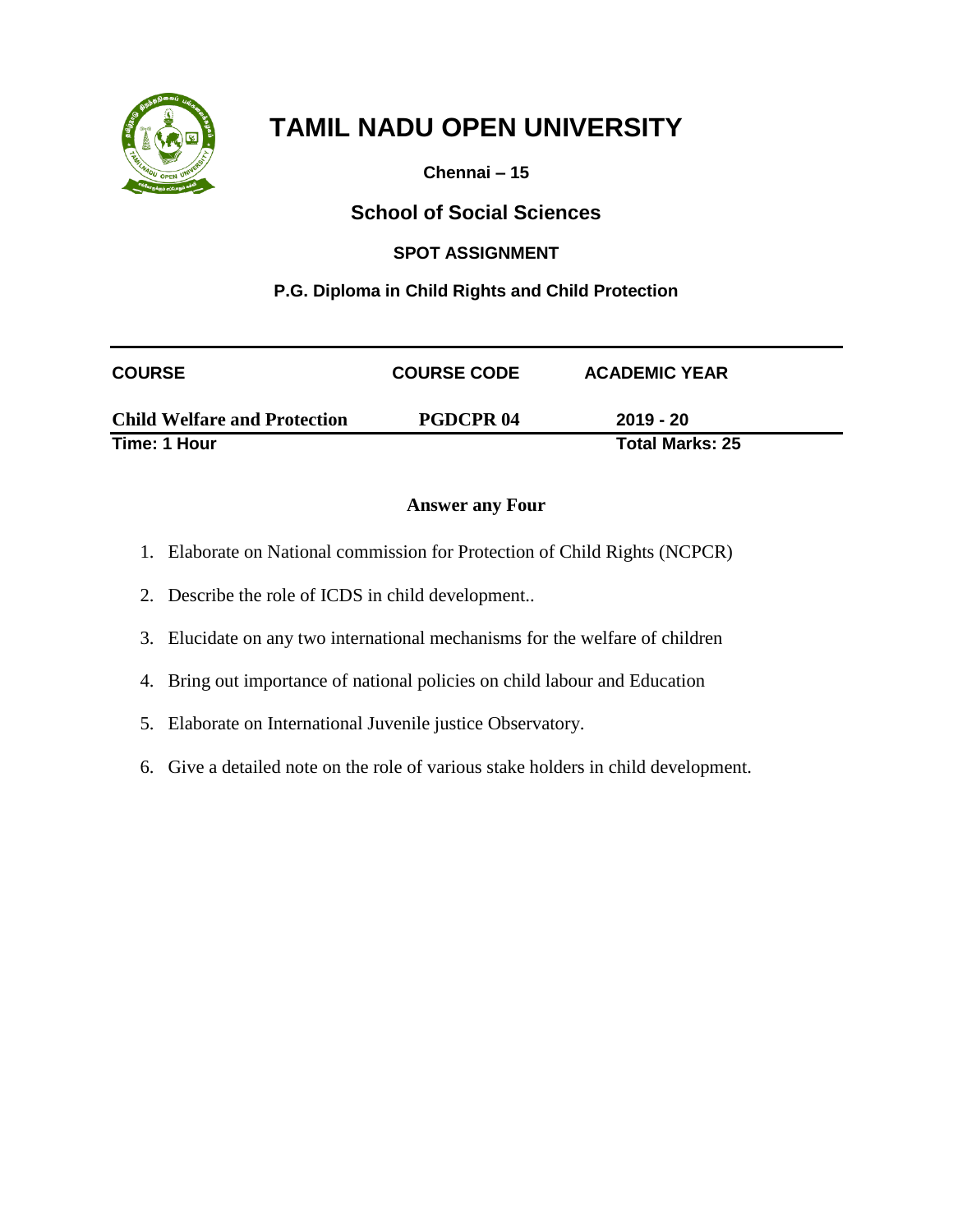# TAMIL NADU OPEN UNIVERSITY

**Chennai – 15**

## School of Social Sciences

### SPOT ASSIGNMENT

**P.G. Diploma in Child Rights and Child Protection**

| COURSE | COURSE CODE | ACADEMIC YEAR |
|---|---|---|
| **Child Welfare and Protection** | **PGDCPR 04** | **2019 - 20** |

**Time: 1 Hour** **Total Marks: 25**

**Answer any Four**

1. Elaborate on National commission for Protection of Child Rights (NCPCR)
2. Describe the role of ICDS in child development..
3. Elucidate on any two international mechanisms for the welfare of children
4. Bring out importance of national policies on child labour and Education
5. Elaborate on International Juvenile justice Observatory.
6. Give a detailed note on the role of various stake holders in child development.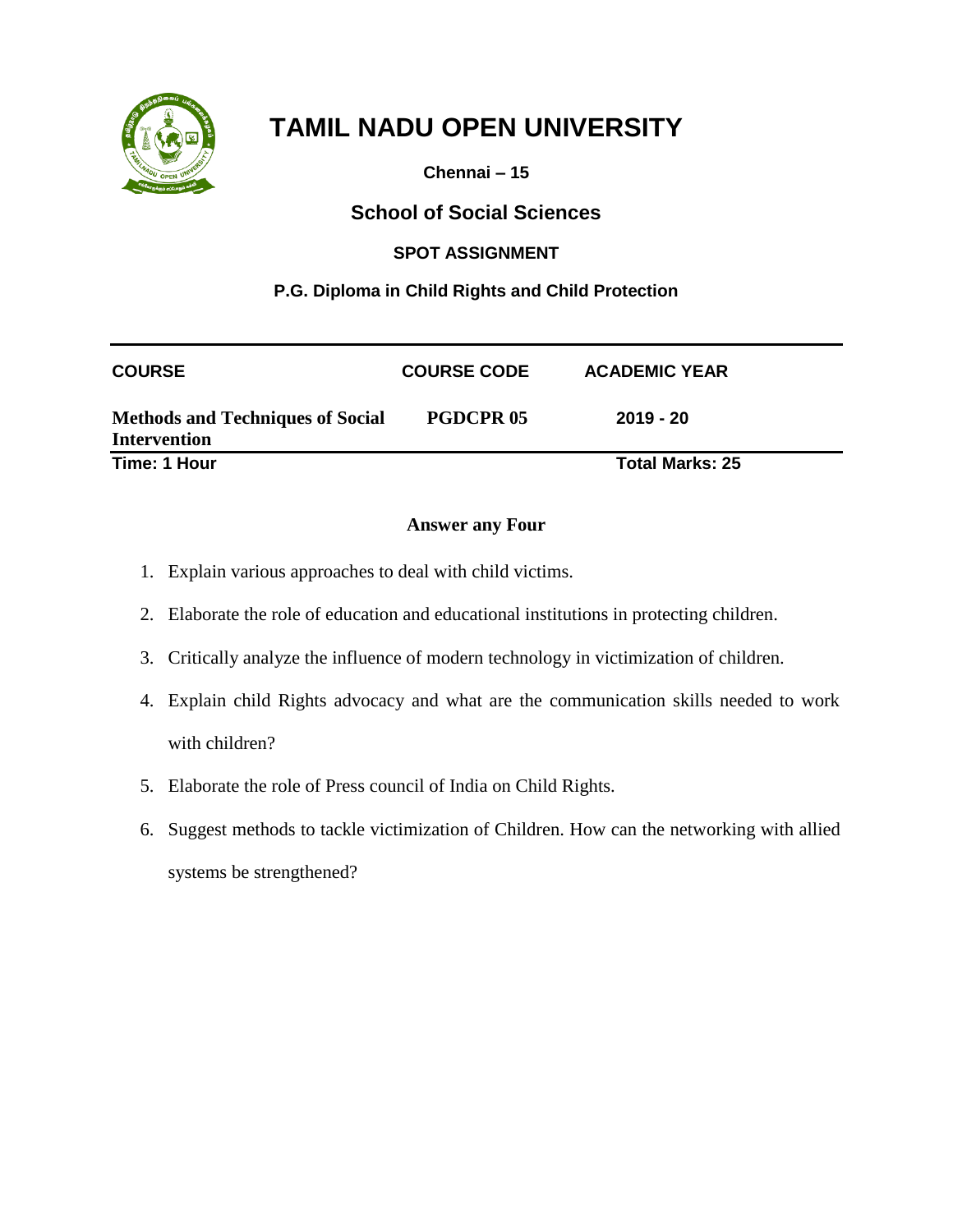# TAMIL NADU OPEN UNIVERSITY

**Chennai – 15**

## School of Social Sciences

**SPOT ASSIGNMENT**

**P.G. Diploma in Child Rights and Child Protection**

| COURSE | COURSE CODE | ACADEMIC YEAR |
|---|---|---|
| **Methods and Techniques of Social Intervention** | **PGDCPR 05** | **2019 - 20** |

**Time: 1 Hour** | **Total Marks: 25**

**Answer any Four**

1. Explain various approaches to deal with child victims.
2. Elaborate the role of education and educational institutions in protecting children.
3. Critically analyze the influence of modern technology in victimization of children.
4. Explain child Rights advocacy and what are the communication skills needed to work with children?
5. Elaborate the role of Press council of India on Child Rights.
6. Suggest methods to tackle victimization of Children. How can the networking with allied systems be strengthened?